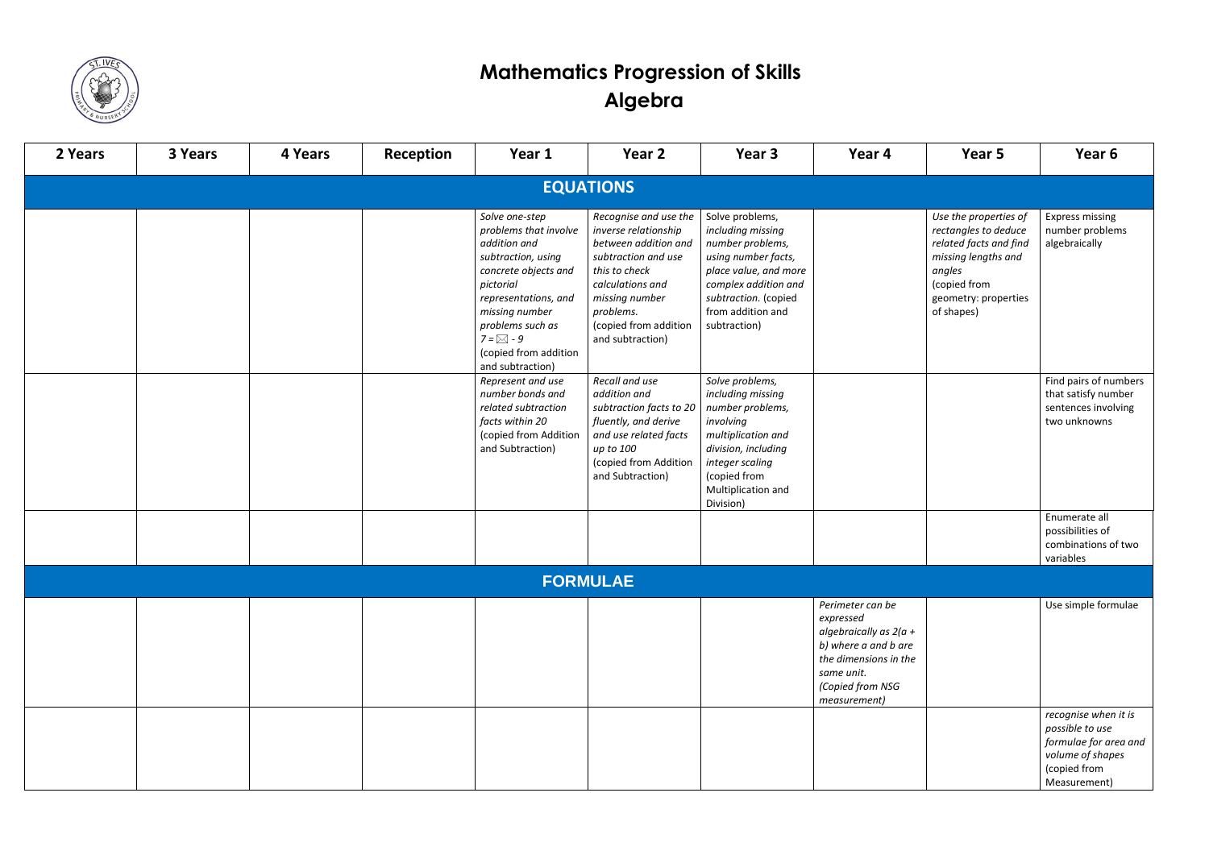# Mathematics Progression of Skills
## Algebra

| 2 Years | 3 Years | 4 Years | Reception | Year 1 | Year 2 | Year 3 | Year 4 | Year 5 | Year 6 |
|---|---|---|---|---|---|---|---|---|---|
| **EQUATIONS** | | | | | | | | | |
| | | | | *Solve one-step problems that involve addition and subtraction, using concrete objects and pictorial representations, and missing number problems such as 7 = ⊠ - 9* (copied from addition and subtraction) | *Recognise and use the inverse relationship between addition and subtraction and use this to check calculations and missing number problems.* (copied from addition and subtraction) | *Solve problems, including missing number problems, using number facts, place value, and more complex addition and subtraction.* (copied from addition and subtraction) | | *Use the properties of rectangles to deduce related facts and find missing lengths and angles* (copied from geometry: properties of shapes) | Express missing number problems algebraically |
| | | | | *Represent and use number bonds and related subtraction facts within 20* (copied from Addition and Subtraction) | *Recall and use addition and subtraction facts to 20 fluently, and derive and use related facts up to 100* (copied from Addition and Subtraction) | *Solve problems, including missing number problems, involving multiplication and division, including integer scaling* (copied from Multiplication and Division) | | | Find pairs of numbers that satisfy number sentences involving two unknowns |
| | | | | | | | | | Enumerate all possibilities of combinations of two variables |
| **FORMULAE** | | | | | | | | | |
| | | | | | | | *Perimeter can be expressed algebraically as 2(a + b) where a and b are the dimensions in the same unit. (Copied from NSG measurement)* | | Use simple formulae |
| | | | | | | | | | *recognise when it is possible to use formulae for area and volume of shapes* (copied from Measurement) |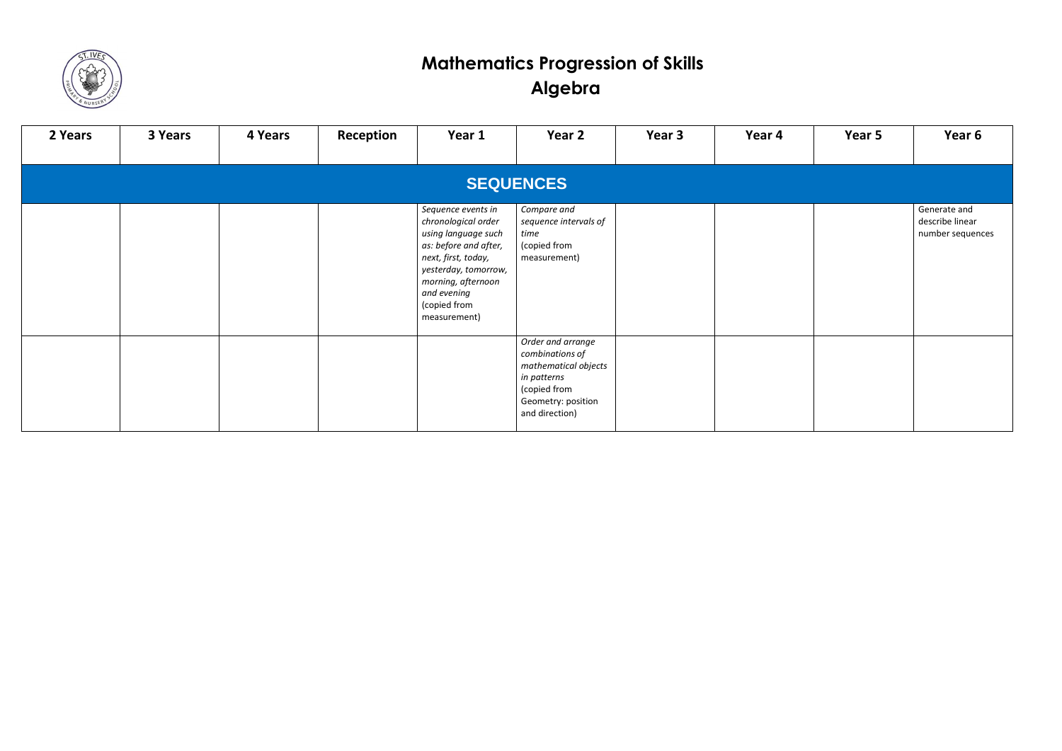# Mathematics Progression of Skills
## Algebra

| 2 Years | 3 Years | 4 Years | Reception | Year 1 | Year 2 | Year 3 | Year 4 | Year 5 | Year 6 |
|---|---|---|---|---|---|---|---|---|---|
| **SEQUENCES** | | | | | | | | | |
| | | | | *Sequence events in chronological order using language such as: before and after, next, first, today, yesterday, tomorrow, morning, afternoon and evening* (copied from measurement) | *Compare and sequence intervals of time* (copied from measurement) | | | | Generate and describe linear number sequences |
| | | | | | *Order and arrange combinations of mathematical objects in patterns* (copied from Geometry: position and direction) | | | | |